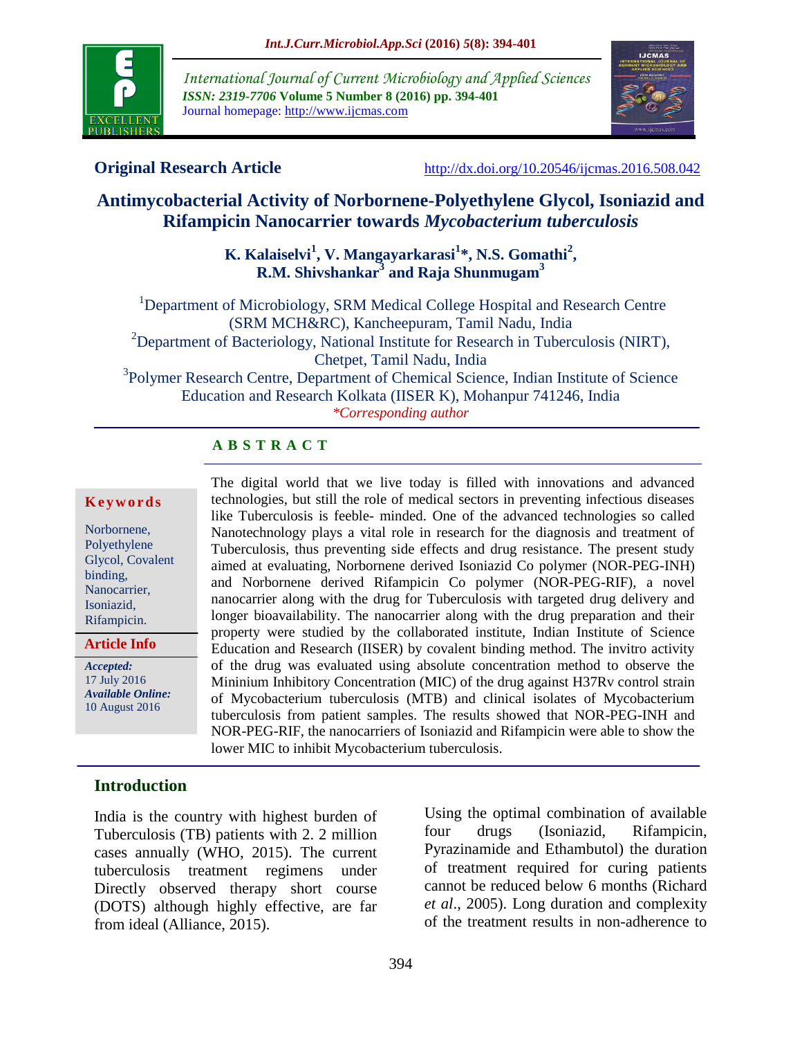**Original Research Article** http://dx.doi.org/10.20546/ijcmas.2016.508.042

# Antimycobacterial Activity of Norbornene-Polyethylene Glycol, Isoniazid and Rifampicin Nanocarrier towards *Mycobacterium tuberculosis*

**K. Kalaiselvi[1], V. Mangayarkarasi[1]*, N.S. Gomathi[2], R.M. Shivshankar[3] and Raja Shunmugam[3]**

[1]Department of Microbiology, SRM Medical College Hospital and Research Centre (SRM MCH&RC), Kancheepuram, Tamil Nadu, India
[2]Department of Bacteriology, National Institute for Research in Tuberculosis (NIRT), Chetpet, Tamil Nadu, India
[3]Polymer Research Centre, Department of Chemical Science, Indian Institute of Science Education and Research Kolkata (IISER K), Mohanpur 741246, India
*\*Corresponding author*

**Keywords**

Norbornene, Polyethylene Glycol, Covalent binding, Nanocarrier, Isoniazid, Rifampicin.

**Article Info**

***Accepted:***
17 July 2016
***Available Online:***
10 August 2016

## A B S T R A C T

The digital world that we live today is filled with innovations and advanced technologies, but still the role of medical sectors in preventing infectious diseases like Tuberculosis is feeble- minded. One of the advanced technologies so called Nanotechnology plays a vital role in research for the diagnosis and treatment of Tuberculosis, thus preventing side effects and drug resistance. The present study aimed at evaluating, Norbornene derived Isoniazid Co polymer (NOR-PEG-INH) and Norbornene derived Rifampicin Co polymer (NOR-PEG-RIF), a novel nanocarrier along with the drug for Tuberculosis with targeted drug delivery and longer bioavailability. The nanocarrier along with the drug preparation and their property were studied by the collaborated institute, Indian Institute of Science Education and Research (IISER) by covalent binding method. The invitro activity of the drug was evaluated using absolute concentration method to observe the Mininium Inhibitory Concentration (MIC) of the drug against H37Rv control strain of Mycobacterium tuberculosis (MTB) and clinical isolates of Mycobacterium tuberculosis from patient samples. The results showed that NOR-PEG-INH and NOR-PEG-RIF, the nanocarriers of Isoniazid and Rifampicin were able to show the lower MIC to inhibit Mycobacterium tuberculosis.

## Introduction

India is the country with highest burden of Tuberculosis (TB) patients with 2. 2 million cases annually (WHO, 2015). The current tuberculosis treatment regimens under Directly observed therapy short course (DOTS) although highly effective, are far from ideal (Alliance, 2015).

Using the optimal combination of available four drugs (Isoniazid, Rifampicin, Pyrazinamide and Ethambutol) the duration of treatment required for curing patients cannot be reduced below 6 months (Richard *et al*., 2005). Long duration and complexity of the treatment results in non-adherence to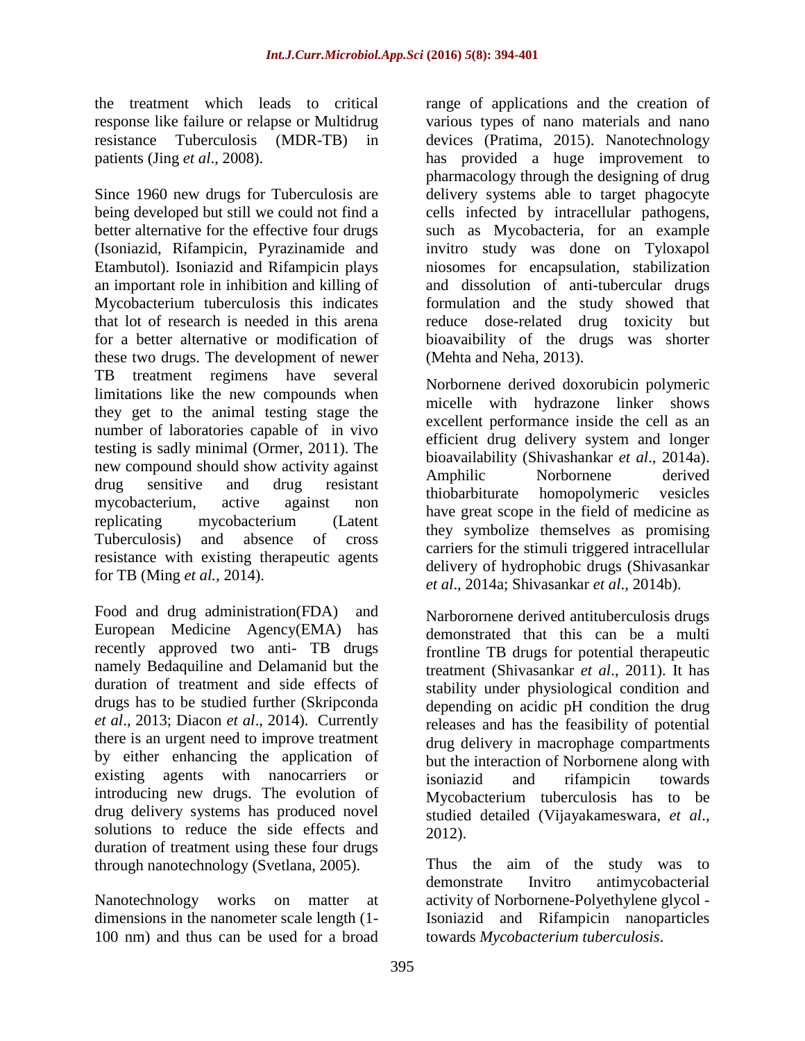the treatment which leads to critical response like failure or relapse or Multidrug resistance Tuberculosis (MDR-TB) in patients (Jing *et al*., 2008).

Since 1960 new drugs for Tuberculosis are being developed but still we could not find a better alternative for the effective four drugs (Isoniazid, Rifampicin, Pyrazinamide and Etambutol). Isoniazid and Rifampicin plays an important role in inhibition and killing of Mycobacterium tuberculosis this indicates that lot of research is needed in this arena for a better alternative or modification of these two drugs. The development of newer TB treatment regimens have several limitations like the new compounds when they get to the animal testing stage the number of laboratories capable of in vivo testing is sadly minimal (Ormer, 2011). The new compound should show activity against drug sensitive and drug resistant mycobacterium, active against non replicating mycobacterium (Latent Tuberculosis) and absence of cross resistance with existing therapeutic agents for TB (Ming *et al.*, 2014).

Food and drug administration(FDA) and European Medicine Agency(EMA) has recently approved two anti- TB drugs namely Bedaquiline and Delamanid but the duration of treatment and side effects of drugs has to be studied further (Skripconda *et al*., 2013; Diacon *et al*., 2014). Currently there is an urgent need to improve treatment by either enhancing the application of existing agents with nanocarriers or introducing new drugs. The evolution of drug delivery systems has produced novel solutions to reduce the side effects and duration of treatment using these four drugs through nanotechnology (Svetlana, 2005).

Nanotechnology works on matter at dimensions in the nanometer scale length (1-100 nm) and thus can be used for a broad range of applications and the creation of various types of nano materials and nano devices (Pratima, 2015). Nanotechnology has provided a huge improvement to pharmacology through the designing of drug delivery systems able to target phagocyte cells infected by intracellular pathogens, such as Mycobacteria, for an example invitro study was done on Tyloxapol niosomes for encapsulation, stabilization and dissolution of anti-tubercular drugs formulation and the study showed that reduce dose-related drug toxicity but bioavaibility of the drugs was shorter (Mehta and Neha, 2013).

Norbornene derived doxorubicin polymeric micelle with hydrazone linker shows excellent performance inside the cell as an efficient drug delivery system and longer bioavailability (Shivashankar *et al*., 2014a). Amphilic Norbornene derived thiobarbiturate homopolymeric vesicles have great scope in the field of medicine as they symbolize themselves as promising carriers for the stimuli triggered intracellular delivery of hydrophobic drugs (Shivasankar *et al*., 2014a; Shivasankar *et al*., 2014b).

Narborornene derived antituberculosis drugs demonstrated that this can be a multi frontline TB drugs for potential therapeutic treatment (Shivasankar *et al*., 2011). It has stability under physiological condition and depending on acidic pH condition the drug releases and has the feasibility of potential drug delivery in macrophage compartments but the interaction of Norbornene along with isoniazid and rifampicin towards Mycobacterium tuberculosis has to be studied detailed (Vijayakameswara, *et al*., 2012).

Thus the aim of the study was to demonstrate Invitro antimycobacterial activity of Norbornene-Polyethylene glycol - Isoniazid and Rifampicin nanoparticles towards *Mycobacterium tuberculosis*.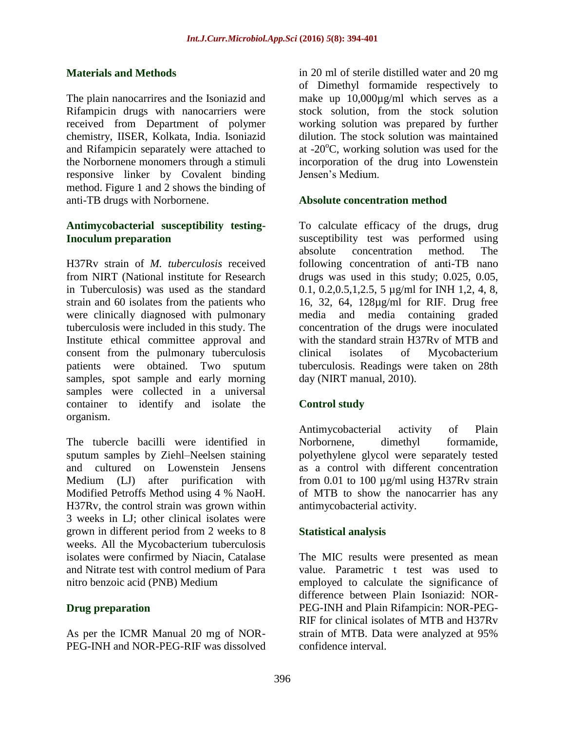## Materials and Methods

The plain nanocarrires and the Isoniazid and Rifampicin drugs with nanocarriers were received from Department of polymer chemistry, IISER, Kolkata, India. Isoniazid and Rifampicin separately were attached to the Norbornene monomers through a stimuli responsive linker by Covalent binding method. Figure 1 and 2 shows the binding of anti-TB drugs with Norbornene.

### Antimycobacterial susceptibility testing-Inoculum preparation

H37Rv strain of *M. tuberculosis* received from NIRT (National institute for Research in Tuberculosis) was used as the standard strain and 60 isolates from the patients who were clinically diagnosed with pulmonary tuberculosis were included in this study. The Institute ethical committee approval and consent from the pulmonary tuberculosis patients were obtained. Two sputum samples, spot sample and early morning samples were collected in a universal container to identify and isolate the organism.

The tubercle bacilli were identified in sputum samples by Ziehl–Neelsen staining and cultured on Lowenstein Jensens Medium (LJ) after purification with Modified Petroffs Method using 4 % NaoH. H37Rv, the control strain was grown within 3 weeks in LJ; other clinical isolates were grown in different period from 2 weeks to 8 weeks. All the Mycobacterium tuberculosis isolates were confirmed by Niacin, Catalase and Nitrate test with control medium of Para nitro benzoic acid (PNB) Medium

### Drug preparation

As per the ICMR Manual 20 mg of NOR-PEG-INH and NOR-PEG-RIF was dissolved in 20 ml of sterile distilled water and 20 mg of Dimethyl formamide respectively to make up 10,000µg/ml which serves as a stock solution, from the stock solution working solution was prepared by further dilution. The stock solution was maintained at -20$^{o}$C, working solution was used for the incorporation of the drug into Lowenstein Jensen's Medium.

### Absolute concentration method

To calculate efficacy of the drugs, drug susceptibility test was performed using absolute concentration method. The following concentration of anti-TB nano drugs was used in this study; 0.025, 0.05, 0.1, 0.2,0.5,1,2.5, 5 µg/ml for INH 1,2, 4, 8, 16, 32, 64, 128µg/ml for RIF. Drug free media and media containing graded concentration of the drugs were inoculated with the standard strain H37Rv of MTB and clinical isolates of Mycobacterium tuberculosis. Readings were taken on 28th day (NIRT manual, 2010).

### Control study

Antimycobacterial activity of Plain Norbornene, dimethyl formamide, polyethylene glycol were separately tested as a control with different concentration from 0.01 to 100 µg/ml using H37Rv strain of MTB to show the nanocarrier has any antimycobacterial activity.

### Statistical analysis

The MIC results were presented as mean value. Parametric t test was used to employed to calculate the significance of difference between Plain Isoniazid: NOR-PEG-INH and Plain Rifampicin: NOR-PEG-RIF for clinical isolates of MTB and H37Rv strain of MTB. Data were analyzed at 95% confidence interval.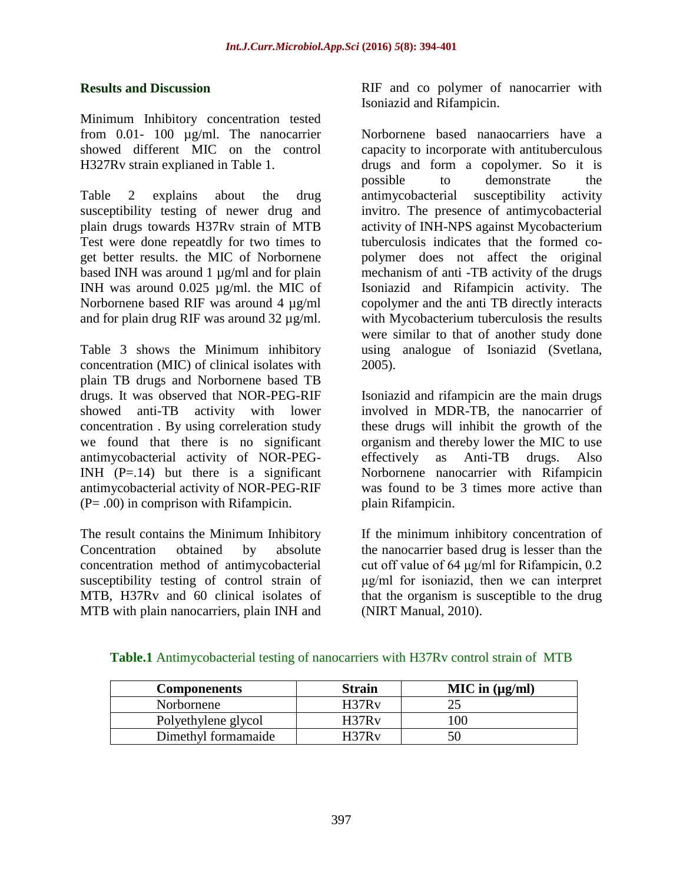## Results and Discussion

Minimum Inhibitory concentration tested from 0.01- 100 µg/ml. The nanocarrier showed different MIC on the control H327Rv strain explained in Table 1.

Table 2 explains about the drug susceptibility testing of newer drug and plain drugs towards H37Rv strain of MTB Test were done repeatdly for two times to get better results. the MIC of Norbornene based INH was around 1 µg/ml and for plain INH was around 0.025 µg/ml. the MIC of Norbornene based RIF was around 4 µg/ml and for plain drug RIF was around 32 µg/ml.

Table 3 shows the Minimum inhibitory concentration (MIC) of clinical isolates with plain TB drugs and Norbornene based TB drugs. It was observed that NOR-PEG-RIF showed anti-TB activity with lower concentration . By using correleration study we found that there is no significant antimycobacterial activity of NOR-PEG-INH (P=.14) but there is a significant antimycobacterial activity of NOR-PEG-RIF (P= .00) in comprison with Rifampicin.

The result contains the Minimum Inhibitory Concentration obtained by absolute concentration method of antimycobacterial susceptibility testing of control strain of MTB, H37Rv and 60 clinical isolates of MTB with plain nanocarriers, plain INH and RIF and co polymer of nanocarrier with Isoniazid and Rifampicin.

Norbornene based nanaocarriers have a capacity to incorporate with antituberculous drugs and form a copolymer. So it is possible to demonstrate the antimycobacterial susceptibility activity invitro. The presence of antimycobacterial activity of INH-NPS against Mycobacterium tuberculosis indicates that the formed co-polymer does not affect the original mechanism of anti -TB activity of the drugs Isoniazid and Rifampicin activity. The copolymer and the anti TB directly interacts with Mycobacterium tuberculosis the results were similar to that of another study done using analogue of Isoniazid (Svetlana, 2005).

Isoniazid and rifampicin are the main drugs involved in MDR-TB, the nanocarrier of these drugs will inhibit the growth of the organism and thereby lower the MIC to use effectively as Anti-TB drugs. Also Norbornene nanocarrier with Rifampicin was found to be 3 times more active than plain Rifampicin.

If the minimum inhibitory concentration of the nanocarrier based drug is lesser than the cut off value of 64 µg/ml for Rifampicin, 0.2 µg/ml for isoniazid, then we can interpret that the organism is susceptible to the drug (NIRT Manual, 2010).

**Table.1** Antimycobacterial testing of nanocarriers with H37Rv control strain of MTB

| Componenents | Strain | MIC in (µg/ml) |
|---|---|---|
| Norbornene | H37Rv | 25 |
| Polyethylene glycol | H37Rv | 100 |
| Dimethyl formamaide | H37Rv | 50 |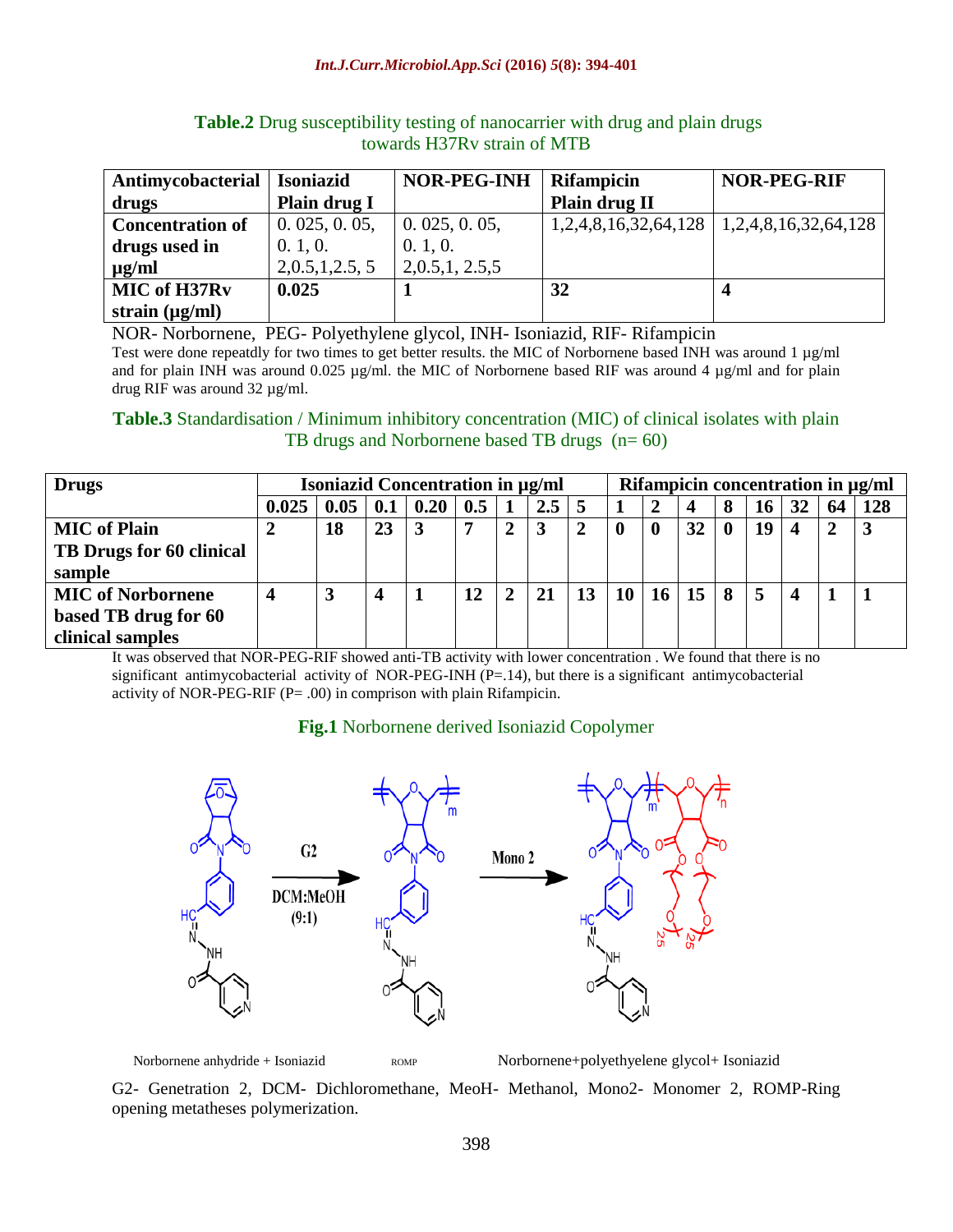**Table.2** Drug susceptibility testing of nanocarrier with drug and plain drugs towards H37Rv strain of MTB

| Antimycobacterial drugs | Isoniazid Plain drug I | NOR-PEG-INH | Rifampicin Plain drug II | NOR-PEG-RIF |
|---|---|---|---|---|
| Concentration of drugs used in µg/ml | 0. 025, 0. 05, 0. 1, 0. 2,0.5,1,2.5, 5 | 0. 025, 0. 05, 0. 1, 0. 2,0.5,1, 2.5,5 | 1,2,4,8,16,32,64,128 | 1,2,4,8,16,32,64,128 |
| MIC of H37Rv strain (µg/ml) | **0.025** | **1** | **32** | **4** |

NOR- Norbornene, PEG- Polyethylene glycol, INH- Isoniazid, RIF- Rifampicin

Test were done repeatdly for two times to get better results. the MIC of Norbornene based INH was around 1 µg/ml and for plain INH was around 0.025 µg/ml. the MIC of Norbornene based RIF was around 4 µg/ml and for plain drug RIF was around 32 µg/ml.

**Table.3** Standardisation / Minimum inhibitory concentration (MIC) of clinical isolates with plain TB drugs and Norbornene based TB drugs (n= 60)

| Drugs | Isoniazid Concentration in µg/ml | | | | | | | | Rifampicin concentration in µg/ml | | | | | | | |
|---|---|---|---|---|---|---|---|---|---|---|---|---|---|---|---|---|
| | 0.025 | 0.05 | 0.1 | 0.20 | 0.5 | 1 | 2.5 | 5 | 1 | 2 | 4 | 8 | 16 | 32 | 64 | 128 |
| MIC of Plain TB Drugs for 60 clinical sample | 2 | 18 | 23 | 3 | 7 | 2 | 3 | 2 | 0 | 0 | 32 | 0 | 19 | 4 | 2 | 3 |
| MIC of Norbornene based TB drug for 60 clinical samples | 4 | 3 | 4 | 1 | 12 | 2 | 21 | 13 | 10 | 16 | 15 | 8 | 5 | 4 | 1 | 1 |

It was observed that NOR-PEG-RIF showed anti-TB activity with lower concentration . We found that there is no significant antimycobacterial activity of NOR-PEG-INH (P=.14), but there is a significant antimycobacterial activity of NOR-PEG-RIF (P= .00) in comprison with plain Rifampicin.

**Fig.1** Norbornene derived Isoniazid Copolymer

Norbornene anhydride + Isoniazid — ROMP — Norbornene+polyethyelene glycol+ Isoniazid

G2- Genetration 2, DCM- Dichloromethane, MeoH- Methanol, Mono2- Monomer 2, ROMP-Ring opening metatheses polymerization.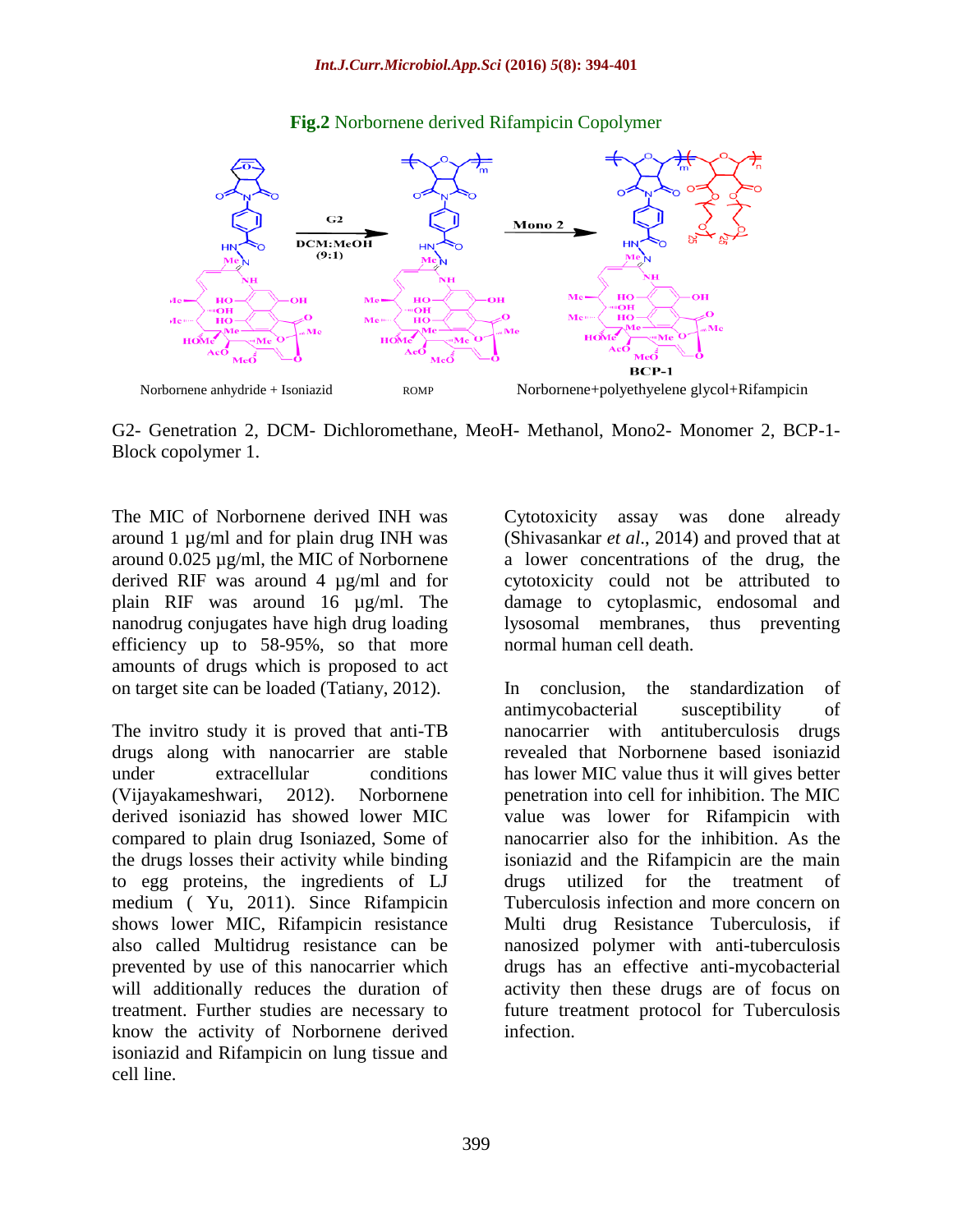**Fig.2** Norbornene derived Rifampicin Copolymer

Norbornene anhydride + Isoniazid    ROMP    Norbornene+polyethyelene glycol+Rifampicin

G2- Genetration 2, DCM- Dichloromethane, MeoH- Methanol, Mono2- Monomer 2, BCP-1- Block copolymer 1.

The MIC of Norbornene derived INH was around 1 µg/ml and for plain drug INH was around 0.025 µg/ml, the MIC of Norbornene derived RIF was around 4 µg/ml and for plain RIF was around 16 µg/ml. The nanodrug conjugates have high drug loading efficiency up to 58-95%, so that more amounts of drugs which is proposed to act on target site can be loaded (Tatiany, 2012).

The invitro study it is proved that anti-TB drugs along with nanocarrier are stable under extracellular conditions (Vijayakameshwari, 2012). Norbornene derived isoniazid has showed lower MIC compared to plain drug Isoniazed, Some of the drugs losses their activity while binding to egg proteins, the ingredients of LJ medium ( Yu, 2011). Since Rifampicin shows lower MIC, Rifampicin resistance also called Multidrug resistance can be prevented by use of this nanocarrier which will additionally reduces the duration of treatment. Further studies are necessary to know the activity of Norbornene derived isoniazid and Rifampicin on lung tissue and cell line.

Cytotoxicity assay was done already (Shivasankar *et al*., 2014) and proved that at a lower concentrations of the drug, the cytotoxicity could not be attributed to damage to cytoplasmic, endosomal and lysosomal membranes, thus preventing normal human cell death.

In conclusion, the standardization of antimycobacterial susceptibility of nanocarrier with antituberculosis drugs revealed that Norbornene based isoniazid has lower MIC value thus it will gives better penetration into cell for inhibition. The MIC value was lower for Rifampicin with nanocarrier also for the inhibition. As the isoniazid and the Rifampicin are the main drugs utilized for the treatment of Tuberculosis infection and more concern on Multi drug Resistance Tuberculosis, if nanosized polymer with anti-tuberculosis drugs has an effective anti-mycobacterial activity then these drugs are of focus on future treatment protocol for Tuberculosis infection.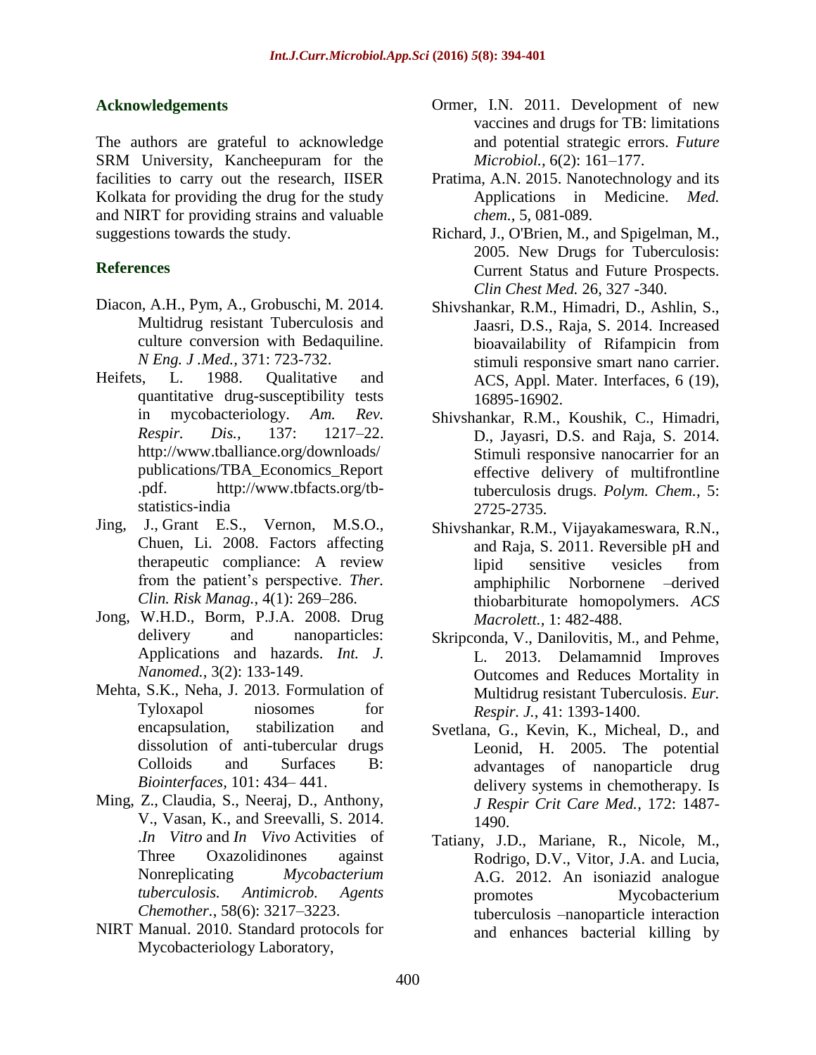## Acknowledgements

The authors are grateful to acknowledge SRM University, Kancheepuram for the facilities to carry out the research, IISER Kolkata for providing the drug for the study and NIRT for providing strains and valuable suggestions towards the study.

## References

Diacon, A.H., Pym, A., Grobuschi, M. 2014. Multidrug resistant Tuberculosis and culture conversion with Bedaquiline. *N Eng. J .Med.*, 371: 723-732.

Heifets, L. 1988. Qualitative and quantitative drug-susceptibility tests in mycobacteriology. *Am. Rev. Respir. Dis.,* 137: 1217–22. http://www.tballiance.org/downloads/publications/TBA_Economics_Report.pdf. http://www.tbfacts.org/tb-statistics-india

Jing, J., Grant E.S., Vernon, M.S.O., Chuen, Li. 2008. Factors affecting therapeutic compliance: A review from the patient's perspective. *Ther. Clin. Risk Manag.*, 4(1): 269–286.

Jong, W.H.D., Borm, P.J.A. 2008. Drug delivery and nanoparticles: Applications and hazards. *Int. J. Nanomed.*, 3(2): 133-149.

Mehta, S.K., Neha, J. 2013. Formulation of Tyloxapol niosomes for encapsulation, stabilization and dissolution of anti-tubercular drugs Colloids and Surfaces B: *Biointerfaces*, 101: 434– 441.

Ming, Z., Claudia, S., Neeraj, D., Anthony, V., Vasan, K., and Sreevalli, S. 2014. .*In Vitro* and *In Vivo* Activities of Three Oxazolidinones against Nonreplicating *Mycobacterium tuberculosis*. *Antimicrob. Agents Chemother.*, 58(6): 3217–3223.

NIRT Manual. 2010. Standard protocols for Mycobacteriology Laboratory,

Ormer, I.N. 2011. Development of new vaccines and drugs for TB: limitations and potential strategic errors. *Future Microbiol.*, 6(2): 161–177.

Pratima, A.N. 2015. Nanotechnology and its Applications in Medicine. *Med. chem.*, 5, 081-089.

Richard, J., O'Brien, M., and Spigelman, M., 2005. New Drugs for Tuberculosis: Current Status and Future Prospects. *Clin Chest Med.* 26, 327 -340.

Shivshankar, R.M., Himadri, D., Ashlin, S., Jaasri, D.S., Raja, S. 2014. Increased bioavailability of Rifampicin from stimuli responsive smart nano carrier. ACS, Appl. Mater. Interfaces, 6 (19), 16895-16902.

Shivshankar, R.M., Koushik, C., Himadri, D., Jayasri, D.S. and Raja, S. 2014. Stimuli responsive nanocarrier for an effective delivery of multifrontline tuberculosis drugs. *Polym. Chem.*, 5: 2725-2735.

Shivshankar, R.M., Vijayakameswara, R.N., and Raja, S. 2011. Reversible pH and lipid sensitive vesicles from amphiphilic Norbornene –derived thiobarbiturate homopolymers. *ACS Macrolett.*, 1: 482-488.

Skripconda, V., Danilovitis, M., and Pehme, L. 2013. Delamamnid Improves Outcomes and Reduces Mortality in Multidrug resistant Tuberculosis. *Eur. Respir. J.*, 41: 1393-1400.

Svetlana, G., Kevin, K., Micheal, D., and Leonid, H. 2005. The potential advantages of nanoparticle drug delivery systems in chemotherapy. Is *J Respir Crit Care Med.*, 172: 1487-1490.

Tatiany, J.D., Mariane, R., Nicole, M., Rodrigo, D.V., Vitor, J.A. and Lucia, A.G. 2012. An isoniazid analogue promotes Mycobacterium tuberculosis –nanoparticle interaction and enhances bacterial killing by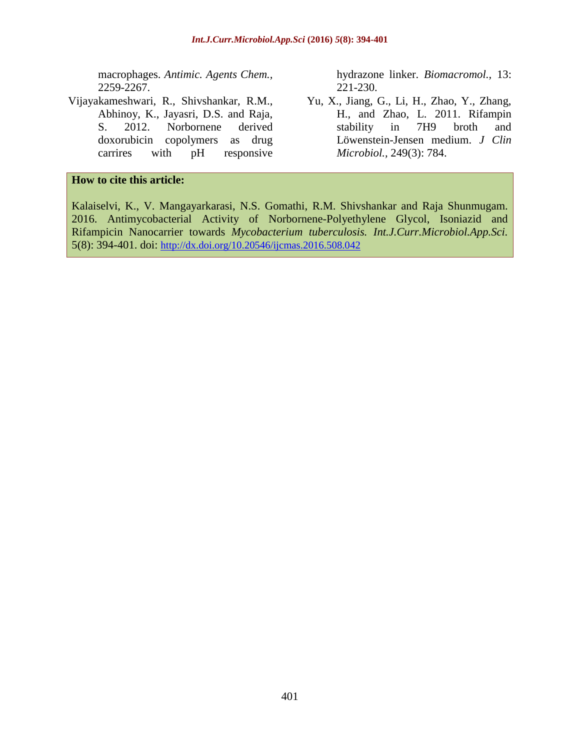macrophages. *Antimic. Agents Chem.*, 2259-2267.

Vijayakameshwari, R., Shivshankar, R.M., Abhinoy, K., Jayasri, D.S. and Raja, S. 2012. Norbornene derived doxorubicin copolymers as drug carrires with pH responsive hydrazone linker. *Biomacromol.*, 13: 221-230.

Yu, X., Jiang, G., Li, H., Zhao, Y., Zhang, H., and Zhao, L. 2011. Rifampin stability in 7H9 broth and Löwenstein-Jensen medium. *J Clin Microbiol.*, 249(3): 784.

**How to cite this article:**

Kalaiselvi, K., V. Mangayarkarasi, N.S. Gomathi, R.M. Shivshankar and Raja Shunmugam. 2016. Antimycobacterial Activity of Norbornene-Polyethylene Glycol, Isoniazid and Rifampicin Nanocarrier towards *Mycobacterium tuberculosis. Int.J.Curr.Microbiol.App.Sci.* 5(8): 394-401. doi: http://dx.doi.org/10.20546/ijcmas.2016.508.042